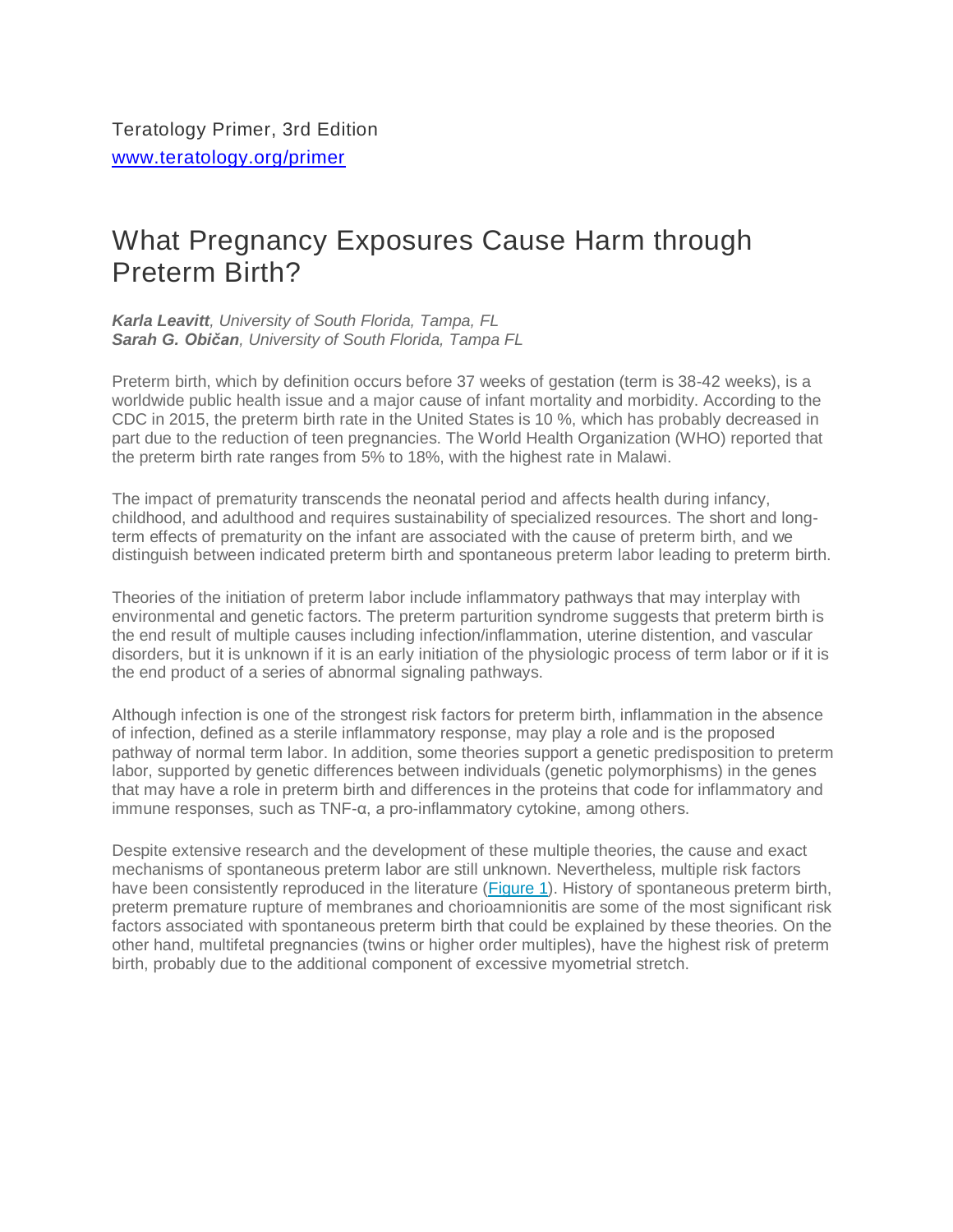Teratology Primer, 3rd Edition
www.teratology.org/primer

# What Pregnancy Exposures Cause Harm through Preterm Birth?

***Karla Leavitt**, University of South Florida, Tampa, FL*
***Sarah G. Običan**, University of South Florida, Tampa FL*

Preterm birth, which by definition occurs before 37 weeks of gestation (term is 38-42 weeks), is a worldwide public health issue and a major cause of infant mortality and morbidity. According to the CDC in 2015, the preterm birth rate in the United States is 10 %, which has probably decreased in part due to the reduction of teen pregnancies. The World Health Organization (WHO) reported that the preterm birth rate ranges from 5% to 18%, with the highest rate in Malawi.

The impact of prematurity transcends the neonatal period and affects health during infancy, childhood, and adulthood and requires sustainability of specialized resources. The short and long-term effects of prematurity on the infant are associated with the cause of preterm birth, and we distinguish between indicated preterm birth and spontaneous preterm labor leading to preterm birth.

Theories of the initiation of preterm labor include inflammatory pathways that may interplay with environmental and genetic factors. The preterm parturition syndrome suggests that preterm birth is the end result of multiple causes including infection/inflammation, uterine distention, and vascular disorders, but it is unknown if it is an early initiation of the physiologic process of term labor or if it is the end product of a series of abnormal signaling pathways.

Although infection is one of the strongest risk factors for preterm birth, inflammation in the absence of infection, defined as a sterile inflammatory response, may play a role and is the proposed pathway of normal term labor. In addition, some theories support a genetic predisposition to preterm labor, supported by genetic differences between individuals (genetic polymorphisms) in the genes that may have a role in preterm birth and differences in the proteins that code for inflammatory and immune responses, such as TNF-α, a pro-inflammatory cytokine, among others.

Despite extensive research and the development of these multiple theories, the cause and exact mechanisms of spontaneous preterm labor are still unknown. Nevertheless, multiple risk factors have been consistently reproduced in the literature (Figure 1). History of spontaneous preterm birth, preterm premature rupture of membranes and chorioamnionitis are some of the most significant risk factors associated with spontaneous preterm birth that could be explained by these theories. On the other hand, multifetal pregnancies (twins or higher order multiples), have the highest risk of preterm birth, probably due to the additional component of excessive myometrial stretch.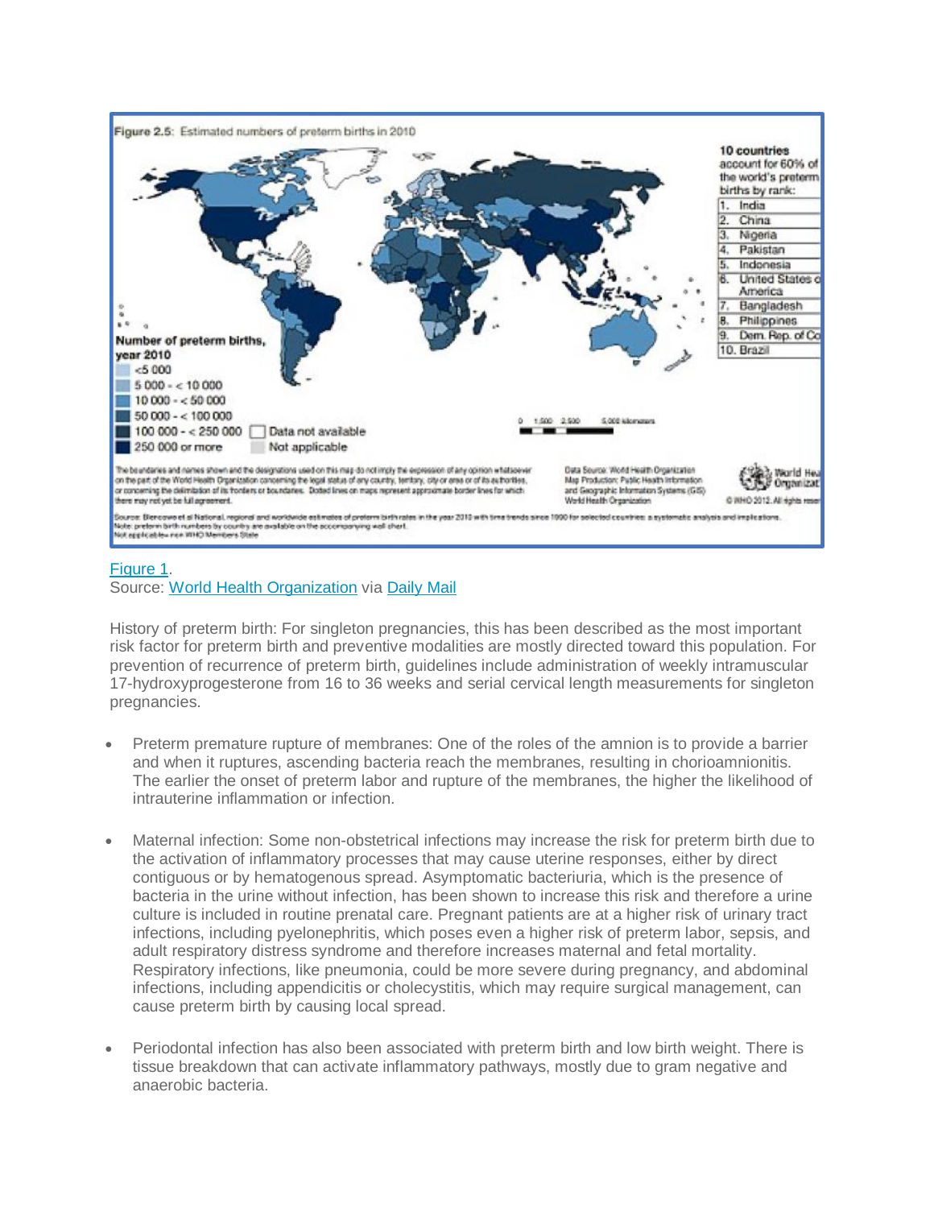Figure 1.
Source: World Health Organization via Daily Mail

History of preterm birth: For singleton pregnancies, this has been described as the most important risk factor for preterm birth and preventive modalities are mostly directed toward this population. For prevention of recurrence of preterm birth, guidelines include administration of weekly intramuscular 17-hydroxyprogesterone from 16 to 36 weeks and serial cervical length measurements for singleton pregnancies.

- Preterm premature rupture of membranes: One of the roles of the amnion is to provide a barrier and when it ruptures, ascending bacteria reach the membranes, resulting in chorioamnionitis. The earlier the onset of preterm labor and rupture of the membranes, the higher the likelihood of intrauterine inflammation or infection.

- Maternal infection: Some non-obstetrical infections may increase the risk for preterm birth due to the activation of inflammatory processes that may cause uterine responses, either by direct contiguous or by hematogenous spread. Asymptomatic bacteriuria, which is the presence of bacteria in the urine without infection, has been shown to increase this risk and therefore a urine culture is included in routine prenatal care. Pregnant patients are at a higher risk of urinary tract infections, including pyelonephritis, which poses even a higher risk of preterm labor, sepsis, and adult respiratory distress syndrome and therefore increases maternal and fetal mortality. Respiratory infections, like pneumonia, could be more severe during pregnancy, and abdominal infections, including appendicitis or cholecystitis, which may require surgical management, can cause preterm birth by causing local spread.

- Periodontal infection has also been associated with preterm birth and low birth weight. There is tissue breakdown that can activate inflammatory pathways, mostly due to gram negative and anaerobic bacteria.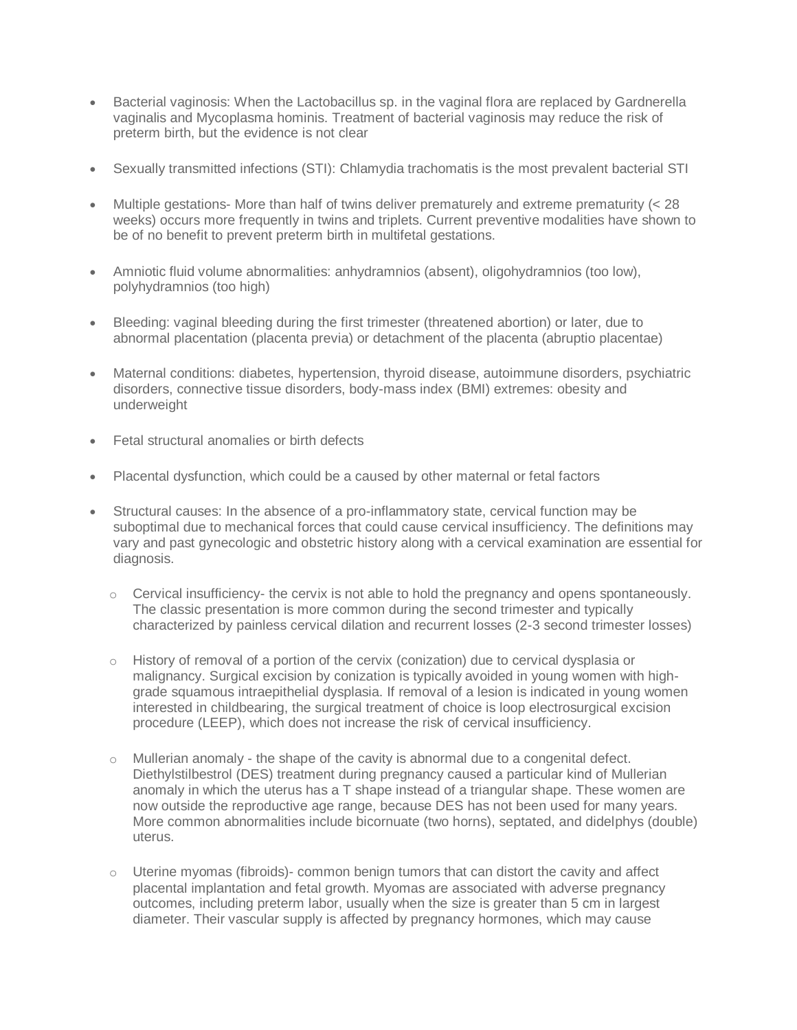- Bacterial vaginosis: When the Lactobacillus sp. in the vaginal flora are replaced by Gardnerella vaginalis and Mycoplasma hominis. Treatment of bacterial vaginosis may reduce the risk of preterm birth, but the evidence is not clear

- Sexually transmitted infections (STI): Chlamydia trachomatis is the most prevalent bacterial STI

- Multiple gestations- More than half of twins deliver prematurely and extreme prematurity (< 28 weeks) occurs more frequently in twins and triplets. Current preventive modalities have shown to be of no benefit to prevent preterm birth in multifetal gestations.

- Amniotic fluid volume abnormalities: anhydramnios (absent), oligohydramnios (too low), polyhydramnios (too high)

- Bleeding: vaginal bleeding during the first trimester (threatened abortion) or later, due to abnormal placentation (placenta previa) or detachment of the placenta (abruptio placentae)

- Maternal conditions: diabetes, hypertension, thyroid disease, autoimmune disorders, psychiatric disorders, connective tissue disorders, body-mass index (BMI) extremes: obesity and underweight

- Fetal structural anomalies or birth defects

- Placental dysfunction, which could be a caused by other maternal or fetal factors

- Structural causes: In the absence of a pro-inflammatory state, cervical function may be suboptimal due to mechanical forces that could cause cervical insufficiency. The definitions may vary and past gynecologic and obstetric history along with a cervical examination are essential for diagnosis.

    - Cervical insufficiency- the cervix is not able to hold the pregnancy and opens spontaneously. The classic presentation is more common during the second trimester and typically characterized by painless cervical dilation and recurrent losses (2-3 second trimester losses)

    - History of removal of a portion of the cervix (conization) due to cervical dysplasia or malignancy. Surgical excision by conization is typically avoided in young women with high-grade squamous intraepithelial dysplasia. If removal of a lesion is indicated in young women interested in childbearing, the surgical treatment of choice is loop electrosurgical excision procedure (LEEP), which does not increase the risk of cervical insufficiency.

    - Mullerian anomaly - the shape of the cavity is abnormal due to a congenital defect. Diethylstilbestrol (DES) treatment during pregnancy caused a particular kind of Mullerian anomaly in which the uterus has a T shape instead of a triangular shape. These women are now outside the reproductive age range, because DES has not been used for many years. More common abnormalities include bicornuate (two horns), septated, and didelphys (double) uterus.

    - Uterine myomas (fibroids)- common benign tumors that can distort the cavity and affect placental implantation and fetal growth. Myomas are associated with adverse pregnancy outcomes, including preterm labor, usually when the size is greater than 5 cm in largest diameter. Their vascular supply is affected by pregnancy hormones, which may cause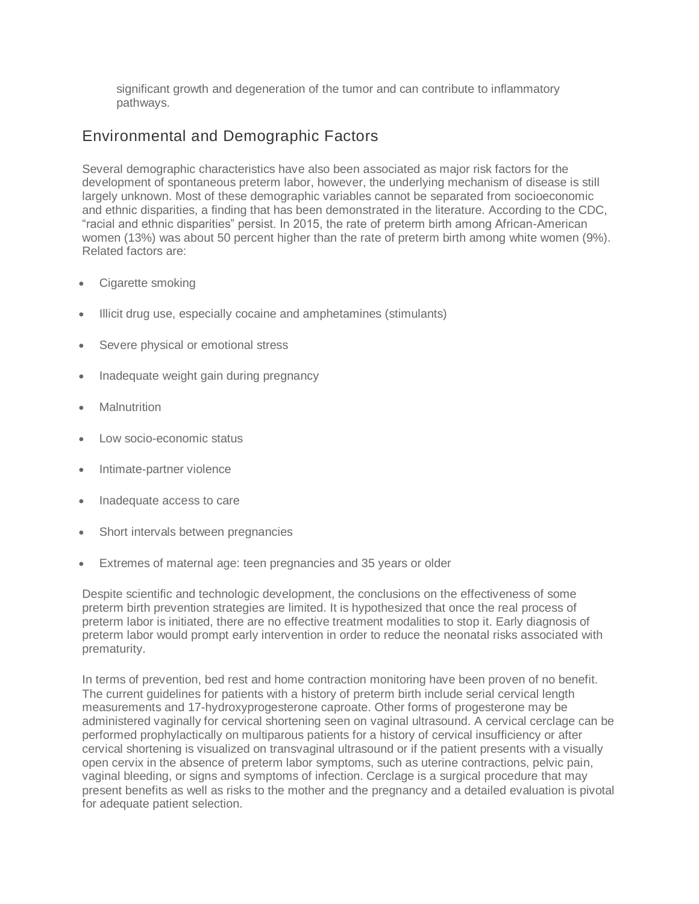significant growth and degeneration of the tumor and can contribute to inflammatory pathways.

## Environmental and Demographic Factors

Several demographic characteristics have also been associated as major risk factors for the development of spontaneous preterm labor, however, the underlying mechanism of disease is still largely unknown. Most of these demographic variables cannot be separated from socioeconomic and ethnic disparities, a finding that has been demonstrated in the literature. According to the CDC, “racial and ethnic disparities” persist. In 2015, the rate of preterm birth among African-American women (13%) was about 50 percent higher than the rate of preterm birth among white women (9%). Related factors are:

- Cigarette smoking
- Illicit drug use, especially cocaine and amphetamines (stimulants)
- Severe physical or emotional stress
- Inadequate weight gain during pregnancy
- Malnutrition
- Low socio-economic status
- Intimate-partner violence
- Inadequate access to care
- Short intervals between pregnancies
- Extremes of maternal age: teen pregnancies and 35 years or older

Despite scientific and technologic development, the conclusions on the effectiveness of some preterm birth prevention strategies are limited. It is hypothesized that once the real process of preterm labor is initiated, there are no effective treatment modalities to stop it. Early diagnosis of preterm labor would prompt early intervention in order to reduce the neonatal risks associated with prematurity.

In terms of prevention, bed rest and home contraction monitoring have been proven of no benefit. The current guidelines for patients with a history of preterm birth include serial cervical length measurements and 17-hydroxyprogesterone caproate. Other forms of progesterone may be administered vaginally for cervical shortening seen on vaginal ultrasound. A cervical cerclage can be performed prophylactically on multiparous patients for a history of cervical insufficiency or after cervical shortening is visualized on transvaginal ultrasound or if the patient presents with a visually open cervix in the absence of preterm labor symptoms, such as uterine contractions, pelvic pain, vaginal bleeding, or signs and symptoms of infection. Cerclage is a surgical procedure that may present benefits as well as risks to the mother and the pregnancy and a detailed evaluation is pivotal for adequate patient selection.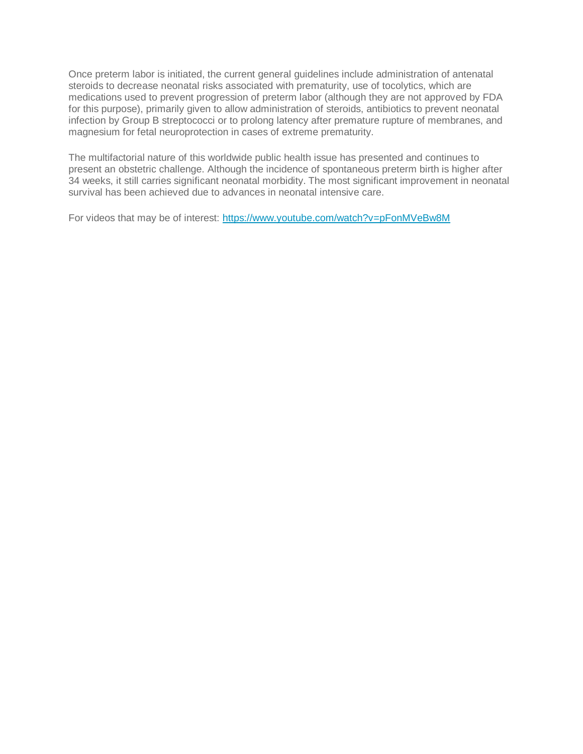Once preterm labor is initiated, the current general guidelines include administration of antenatal steroids to decrease neonatal risks associated with prematurity, use of tocolytics, which are medications used to prevent progression of preterm labor (although they are not approved by FDA for this purpose), primarily given to allow administration of steroids, antibiotics to prevent neonatal infection by Group B streptococci or to prolong latency after premature rupture of membranes, and magnesium for fetal neuroprotection in cases of extreme prematurity.

The multifactorial nature of this worldwide public health issue has presented and continues to present an obstetric challenge. Although the incidence of spontaneous preterm birth is higher after 34 weeks, it still carries significant neonatal morbidity. The most significant improvement in neonatal survival has been achieved due to advances in neonatal intensive care.

For videos that may be of interest: [https://www.youtube.com/watch?v=pFonMVeBw8M](https://www.youtube.com/watch?v=pFonMVeBw8M)